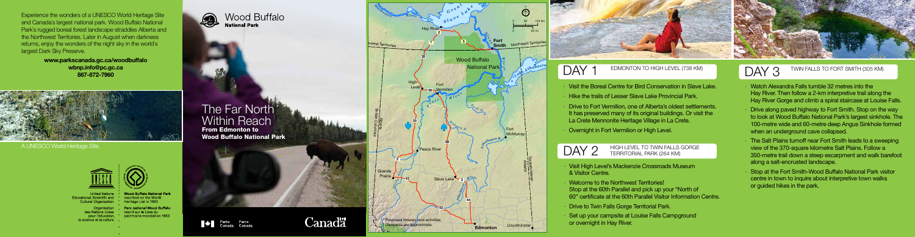Experience the wonders of a UNESCO World Heritage Site and Canada's largest national park. Wood Buffalo National Park's rugged boreal forest landscape straddles Alberta and the Northwest Territories. Later in August when darkness returns, enjoy the wonders of the night sky in the world's largest Dark Sky Preserve.

**www.parkscanada.gc.ca/woodbuffalo**
**wbnp.info@pc.gc.ca**
**867-872-7960**

A UNESCO World Heritage Site.

United Nations Educational, Scientific and Cultural Organization

Organisation des Nations Unies pour l'éducation, la science et la culture

**Wood Buffalo National Park** inscribed on the World Heritage List in 1983

**Parc national Wood Buffalo** inscrit sur la Liste du patrimoine mondial en 1983

Parks Canada Parcs Canada

Canada

Wood Buffalo National Park

# The Far North Within Reach

## From Edmonton to Wood Buffalo National Park

Proposed itinerary and activities. Distances are approximate.

## DAY 1 EDMONTON TO HIGH LEVEL (738 KM)

- Visit the Boreal Centre for Bird Conservation in Slave Lake.
- Hike the trails of Lesser Slave Lake Provincial Park.
- Drive to Fort Vermilion, one of Alberta's oldest settlements. It has preserved many of its original buildings. Or visit the La Crete Mennonite Heritage Village in La Crete.
- Overnight in Fort Vermilion or High Level.

## DAY 2 HIGH LEVEL TO TWIN FALLS GORGE TERRITORIAL PARK (264 KM)

- Visit High Level's Mackenzie Crossroads Museum & Visitor Centre.
- Welcome to the Northwest Territories! Stop at the 60th Parallel and pick up your "North of 60" certificate at the 60th Parallel Visitor Information Centre.
- Drive to Twin Falls Gorge Territorial Park.
- Set up your campsite at Louise Falls Campground or overnight in Hay River.

## DAY 3 TWIN FALLS TO FORT SMITH (305 KM)

- Watch Alexandra Falls tumble 32 metres into the Hay River. Then follow a 2-km interpretive trail along the Hay River Gorge and climb a spiral staircase at Louise Falls.
- Drive along paved highway to Fort Smith. Stop on the way to look at Wood Buffalo National Park's largest sinkhole. The 100-metre wide and 60-metre deep Angus Sinkhole formed when an underground cave collapsed.
- The Salt Plains turnoff near Fort Smith leads to a sweeping view of the 370-square kilometre Salt Plains. Follow a 350-metre trail down a steep escarpment and walk barefoot along a salt-encrusted landscape.
- Stop at the Fort Smith-Wood Buffalo National Park visitor centre in town to inquire about interpretive town walks or guided hikes in the park.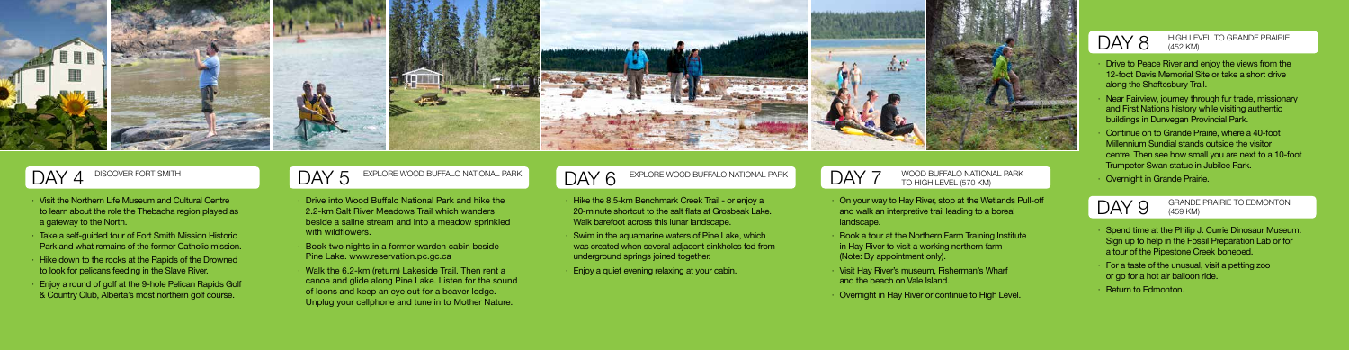## DAY 4 DISCOVER FORT SMITH

- Visit the Northern Life Museum and Cultural Centre to learn about the role the Thebacha region played as a gateway to the North.
- Take a self-guided tour of Fort Smith Mission Historic Park and what remains of the former Catholic mission.
- Hike down to the rocks at the Rapids of the Drowned to look for pelicans feeding in the Slave River.
- Enjoy a round of golf at the 9-hole Pelican Rapids Golf & Country Club, Alberta's most northern golf course.

## DAY 5 EXPLORE WOOD BUFFALO NATIONAL PARK

- Drive into Wood Buffalo National Park and hike the 2.2-km Salt River Meadows Trail which wanders beside a saline stream and into a meadow sprinkled with wildflowers.
- Book two nights in a former warden cabin beside Pine Lake. www.reservation.pc.gc.ca
- Walk the 6.2-km (return) Lakeside Trail. Then rent a canoe and glide along Pine Lake. Listen for the sound of loons and keep an eye out for a beaver lodge. Unplug your cellphone and tune in to Mother Nature.

## DAY 6 EXPLORE WOOD BUFFALO NATIONAL PARK

- Hike the 8.5-km Benchmark Creek Trail - or enjoy a 20-minute shortcut to the salt flats at Grosbeak Lake. Walk barefoot across this lunar landscape.
- Swim in the aquamarine waters of Pine Lake, which was created when several adjacent sinkholes fed from underground springs joined together.
- Enjoy a quiet evening relaxing at your cabin.

## DAY 7 WOOD BUFFALO NATIONAL PARK TO HIGH LEVEL (570 KM)

- On your way to Hay River, stop at the Wetlands Pull-off and walk an interpretive trail leading to a boreal landscape.
- Book a tour at the Northern Farm Training Institute in Hay River to visit a working northern farm (Note: By appointment only).
- Visit Hay River's museum, Fisherman's Wharf and the beach on Vale Island.
- Overnight in Hay River or continue to High Level.

## DAY 8 HIGH LEVEL TO GRANDE PRAIRIE (452 KM)

- Drive to Peace River and enjoy the views from the 12-foot Davis Memorial Site or take a short drive along the Shaftesbury Trail.
- Near Fairview, journey through fur trade, missionary and First Nations history while visiting authentic buildings in Dunvegan Provincial Park.
- Continue on to Grande Prairie, where a 40-foot Millennium Sundial stands outside the visitor centre. Then see how small you are next to a 10-foot Trumpeter Swan statue in Jubilee Park.
- Overnight in Grande Prairie.

## DAY 9 GRANDE PRAIRIE TO EDMONTON (459 KM)

- Spend time at the Philip J. Currie Dinosaur Museum. Sign up to help in the Fossil Preparation Lab or for a tour of the Pipestone Creek bonebed.
- For a taste of the unusual, visit a petting zoo or go for a hot air balloon ride.
- Return to Edmonton.